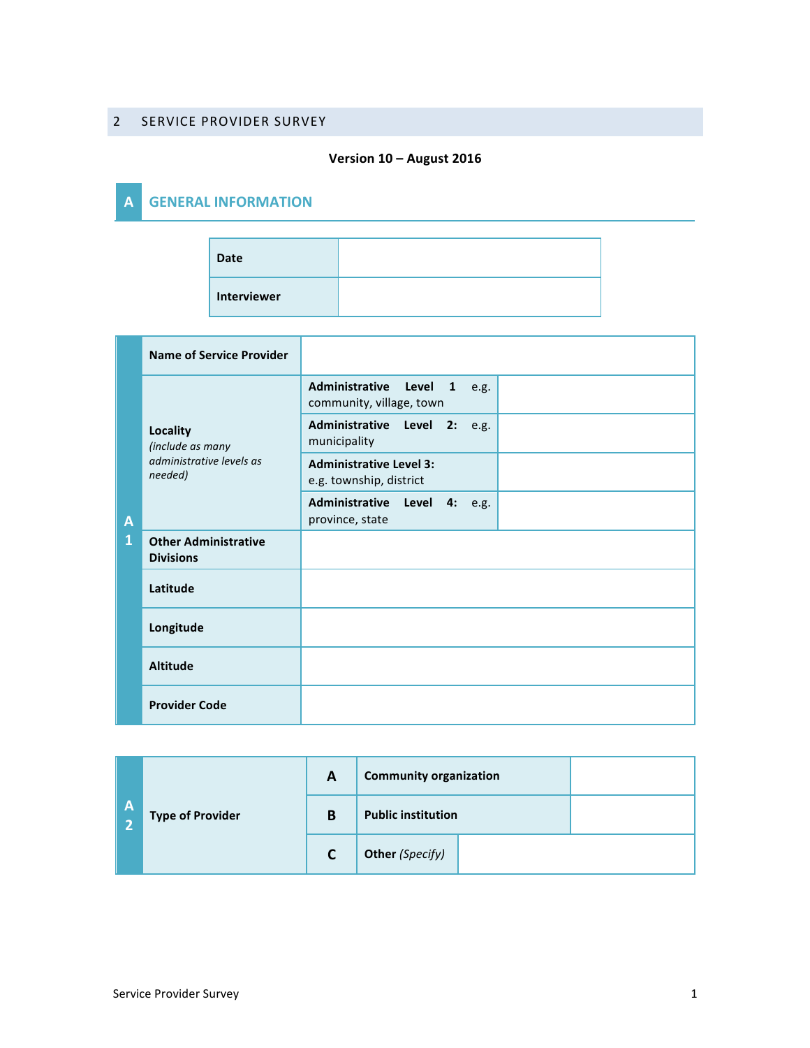## 2 SERVICE PROVIDER SURVEY

**Version 10 – August 2016**

# A GENERAL INFORMATION

| **Date** | |
|---|---|
| **Interviewer** | |

| | | | |
|---|---|---|---|
| **A 1** | **Name of Service Provider** | | |
| | **Locality** *(include as many administrative levels as needed)* | **Administrative Level 1** e.g. community, village, town | |
| | | **Administrative Level 2:** e.g. municipality | |
| | | **Administrative Level 3:** e.g. township, district | |
| | | **Administrative Level 4:** e.g. province, state | |
| | **Other Administrative Divisions** | | |
| | **Latitude** | | |
| | **Longitude** | | |
| | **Altitude** | | |
| | **Provider Code** | | |

| | | | | |
|---|---|---|---|---|
| **A 2** | **Type of Provider** | **A** | **Community organization** | |
| | | **B** | **Public institution** | |
| | | **C** | **Other** *(Specify)* | |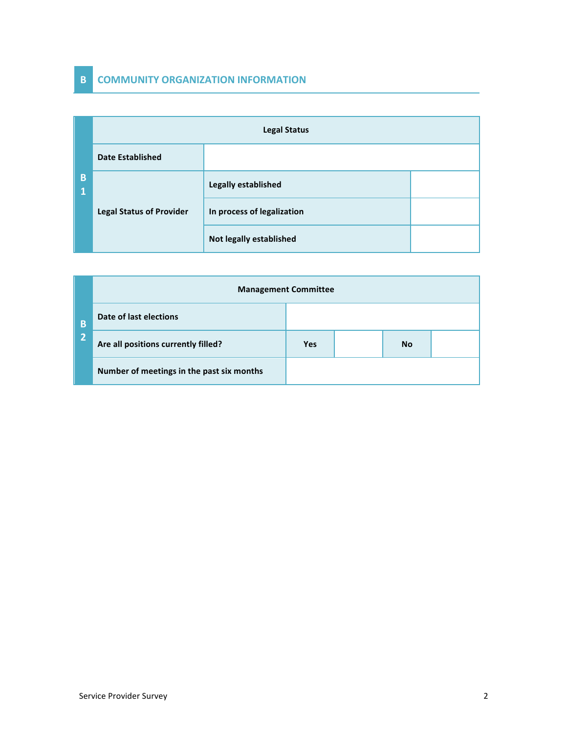## B COMMUNITY ORGANIZATION INFORMATION

| B1 | Legal Status | | |
|---|---|---|---|
| | **Date Established** | | |
| | **Legal Status of Provider** | **Legally established** | |
| | | **In process of legalization** | |
| | | **Not legally established** | |

| B2 | Management Committee | | | | |
|---|---|---|---|---|---|
| | **Date of last elections** | | | | |
| | **Are all positions currently filled?** | **Yes** | | **No** | |
| | **Number of meetings in the past six months** | | | | |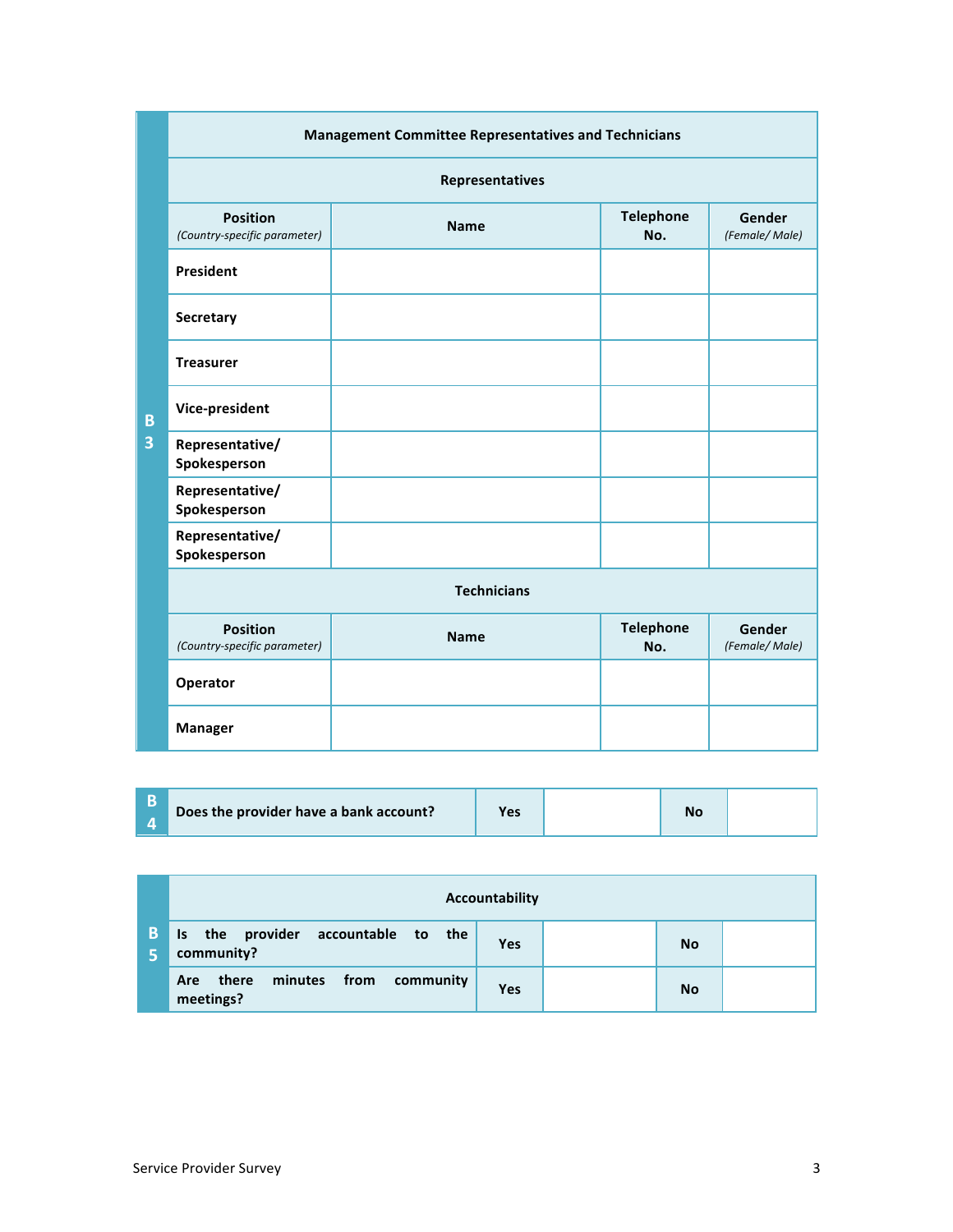| B3 | Management Committee Representatives and Technicians | | | |
|---|---|---|---|---|
| | **Representatives** | | | |
| | **Position** *(Country-specific parameter)* | **Name** | **Telephone No.** | **Gender** *(Female/ Male)* |
| | **President** | | | |
| | **Secretary** | | | |
| | **Treasurer** | | | |
| | **Vice-president** | | | |
| | **Representative/ Spokesperson** | | | |
| | **Representative/ Spokesperson** | | | |
| | **Representative/ Spokesperson** | | | |
| | **Technicians** | | | |
| | **Position** *(Country-specific parameter)* | **Name** | **Telephone No.** | **Gender** *(Female/ Male)* |
| | **Operator** | | | |
| | **Manager** | | | |

| B4 | Does the provider have a bank account? | Yes | | No | |
|---|---|---|---|---|---|

| B5 | Accountability | | | | |
|---|---|---|---|---|---|
| | **Is the provider accountable to the community?** | **Yes** | | **No** | |
| | **Are there minutes from community meetings?** | **Yes** | | **No** | |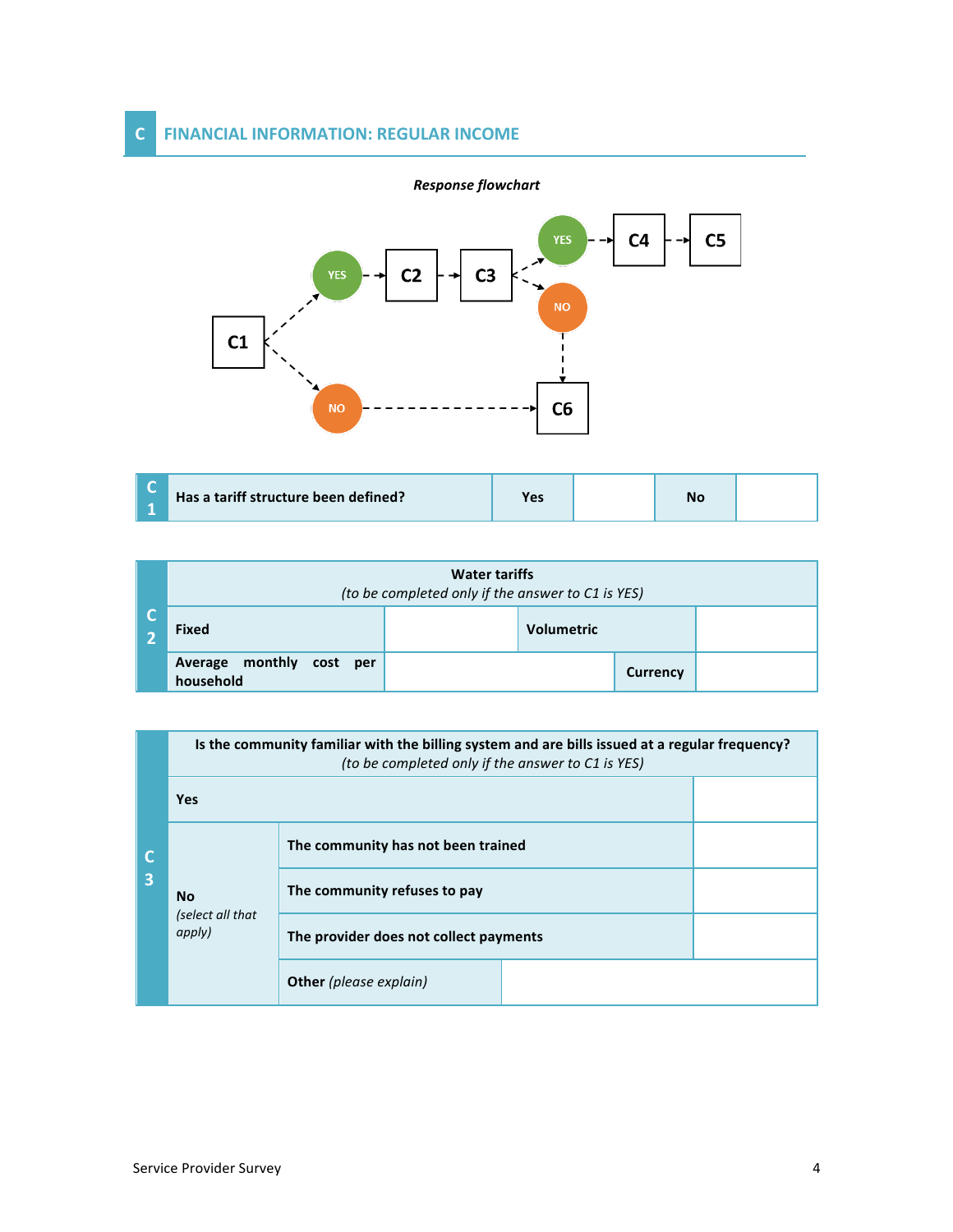## C FINANCIAL INFORMATION: REGULAR INCOME

*Response flowchart*

C1 → YES → C2 → C3 → YES → C4 → C5
C3 → NO → C6
C1 → NO → C6

| C1 | Has a tariff structure been defined? | Yes | | No | |
|---|---|---|---|---|---|

| C2 | Water tariffs *(to be completed only if the answer to C1 is YES)* | | | |
|---|---|---|---|---|
| | Fixed | | Volumetric | |
| | Average monthly cost per household | | Currency | |

| C3 | Is the community familiar with the billing system and are bills issued at a regular frequency? *(to be completed only if the answer to C1 is YES)* | | |
|---|---|---|---|
| | Yes | | |
| | No *(select all that apply)* | The community has not been trained | |
| | | The community refuses to pay | |
| | | The provider does not collect payments | |
| | | Other *(please explain)* | |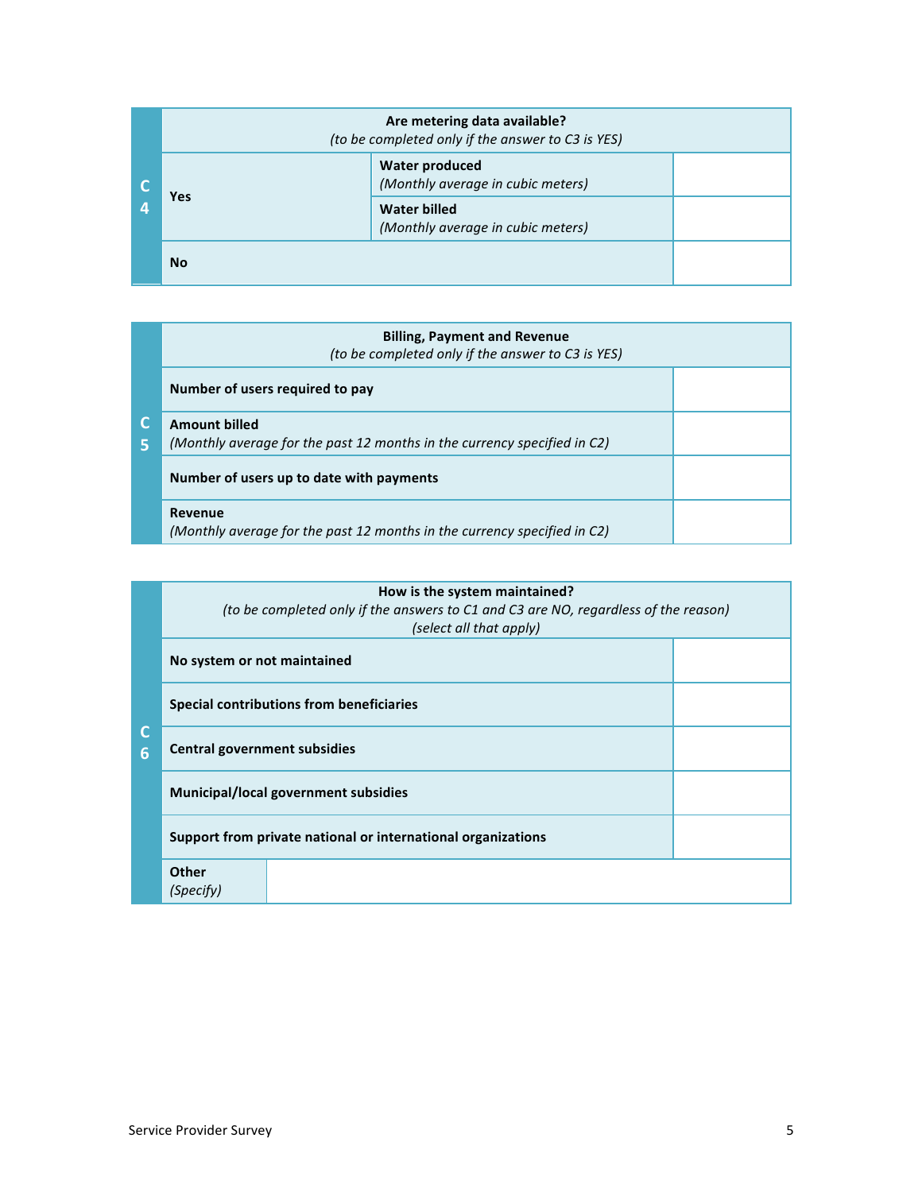| C4 | **Are metering data available?** *(to be completed only if the answer to C3 is YES)* | | |
|---|---|---|---|
| | **Yes** | **Water produced** *(Monthly average in cubic meters)* | |
| | | **Water billed** *(Monthly average in cubic meters)* | |
| | **No** | | |

| C5 | **Billing, Payment and Revenue** *(to be completed only if the answer to C3 is YES)* | |
|---|---|---|
| | **Number of users required to pay** | |
| | **Amount billed** *(Monthly average for the past 12 months in the currency specified in C2)* | |
| | **Number of users up to date with payments** | |
| | **Revenue** *(Monthly average for the past 12 months in the currency specified in C2)* | |

| C6 | **How is the system maintained?** *(to be completed only if the answers to C1 and C3 are NO, regardless of the reason)* *(select all that apply)* | |
|---|---|---|
| | **No system or not maintained** | |
| | **Special contributions from beneficiaries** | |
| | **Central government subsidies** | |
| | **Municipal/local government subsidies** | |
| | **Support from private national or international organizations** | |
| | **Other** *(Specify)* | |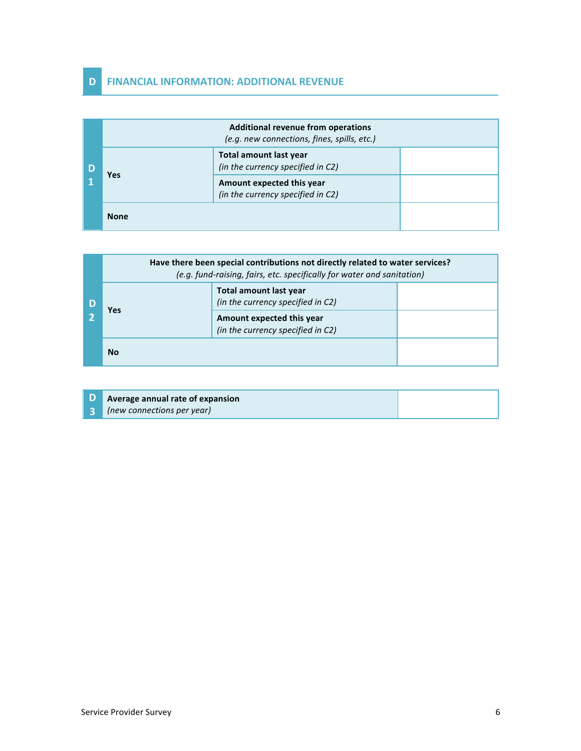## D FINANCIAL INFORMATION: ADDITIONAL REVENUE

| | **Additional revenue from operations** *(e.g. new connections, fines, spills, etc.)* | | |
|---|---|---|---|
| **D1** | **Yes** | **Total amount last year** *(in the currency specified in C2)* | |
| | | **Amount expected this year** *(in the currency specified in C2)* | |
| | **None** | | |

| | **Have there been special contributions not directly related to water services?** *(e.g. fund-raising, fairs, etc. specifically for water and sanitation)* | | |
|---|---|---|---|
| **D2** | **Yes** | **Total amount last year** *(in the currency specified in C2)* | |
| | | **Amount expected this year** *(in the currency specified in C2)* | |
| | **No** | | |

| | | |
|---|---|---|
| **D3** | **Average annual rate of expansion** *(new connections per year)* | |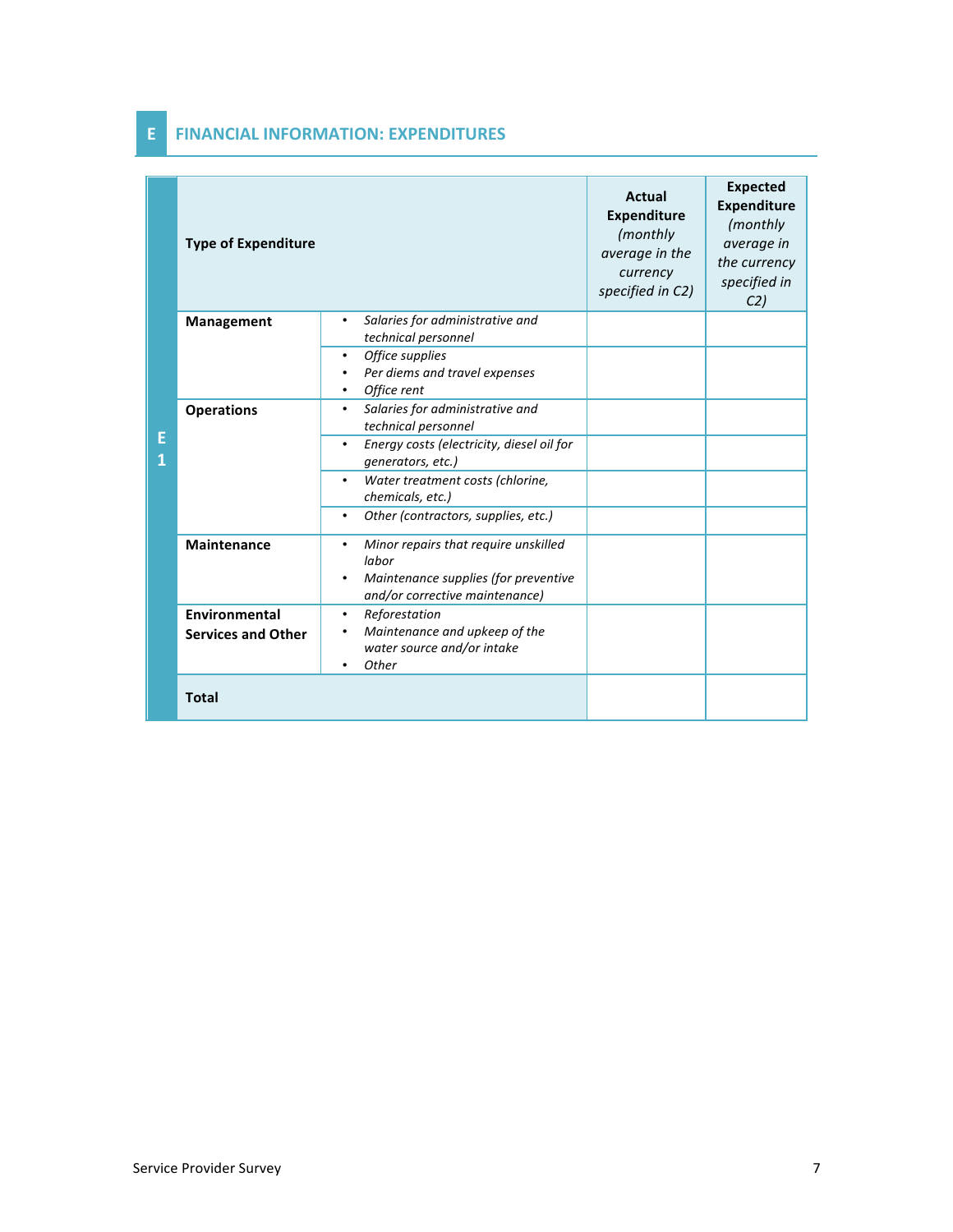## E FINANCIAL INFORMATION: EXPENDITURES

| | Type of Expenditure | | Actual Expenditure *(monthly average in the currency specified in C2)* | Expected Expenditure *(monthly average in the currency specified in C2)* |
|---|---|---|---|---|
| E1 | **Management** | • *Salaries for administrative and technical personnel* | | |
| | | • *Office supplies*<br>• *Per diems and travel expenses*<br>• *Office rent* | | |
| | **Operations** | • *Salaries for administrative and technical personnel* | | |
| | | • *Energy costs (electricity, diesel oil for generators, etc.)* | | |
| | | • *Water treatment costs (chlorine, chemicals, etc.)* | | |
| | | • *Other (contractors, supplies, etc.)* | | |
| | **Maintenance** | • *Minor repairs that require unskilled labor*<br>• *Maintenance supplies (for preventive and/or corrective maintenance)* | | |
| | **Environmental Services and Other** | • *Reforestation*<br>• *Maintenance and upkeep of the water source and/or intake*<br>• *Other* | | |
| | **Total** | | | |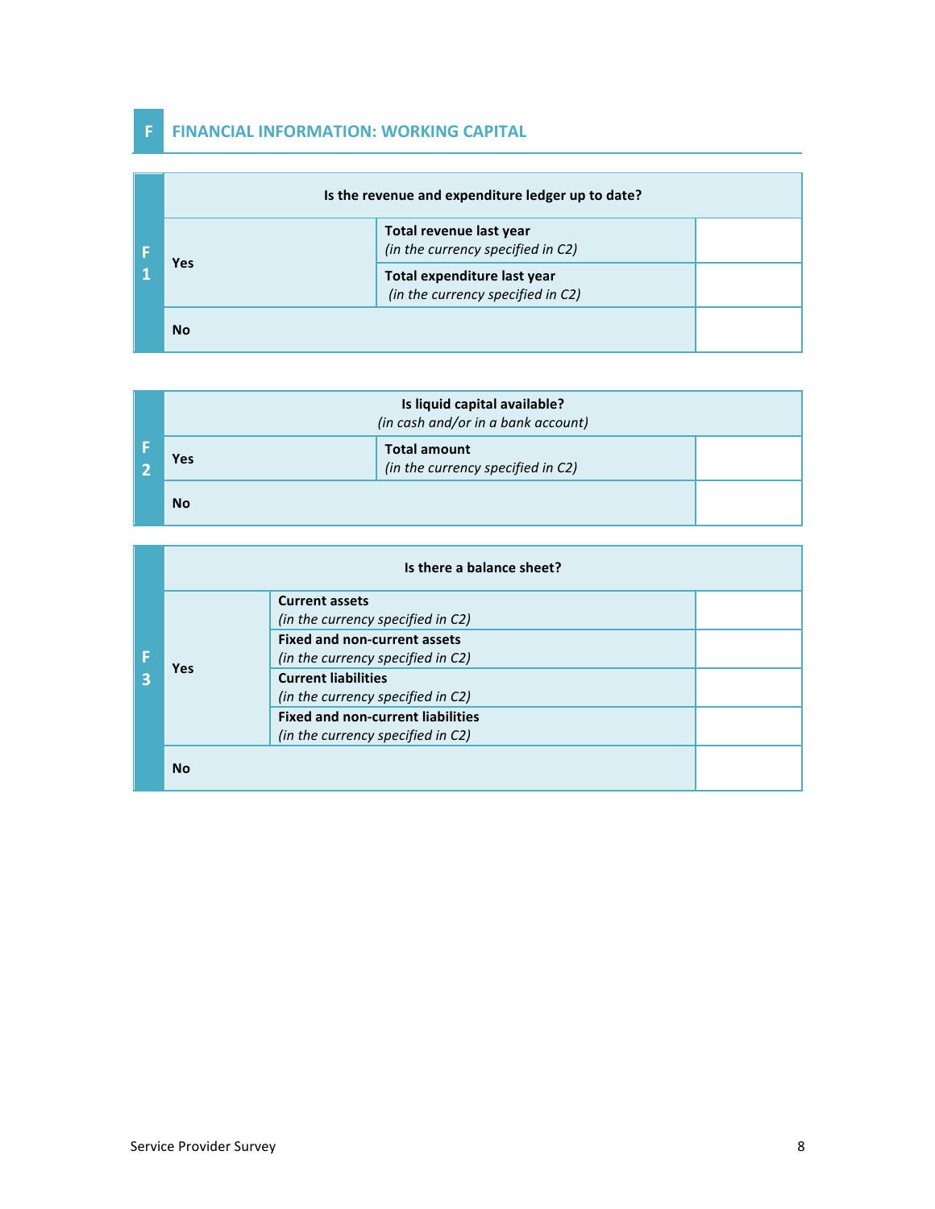## F FINANCIAL INFORMATION: WORKING CAPITAL

| F1 | Is the revenue and expenditure ledger up to date? | | |
|---|---|---|---|
| | Yes | **Total revenue last year** *(in the currency specified in C2)* | |
| | | **Total expenditure last year** *(in the currency specified in C2)* | |
| | No | | |

| F2 | Is liquid capital available? *(in cash and/or in a bank account)* | | |
|---|---|---|---|
| | Yes | **Total amount** *(in the currency specified in C2)* | |
| | No | | |

| F3 | Is there a balance sheet? | | |
|---|---|---|---|
| | Yes | **Current assets** *(in the currency specified in C2)* | |
| | | **Fixed and non-current assets** *(in the currency specified in C2)* | |
| | | **Current liabilities** *(in the currency specified in C2)* | |
| | | **Fixed and non-current liabilities** *(in the currency specified in C2)* | |
| | No | | |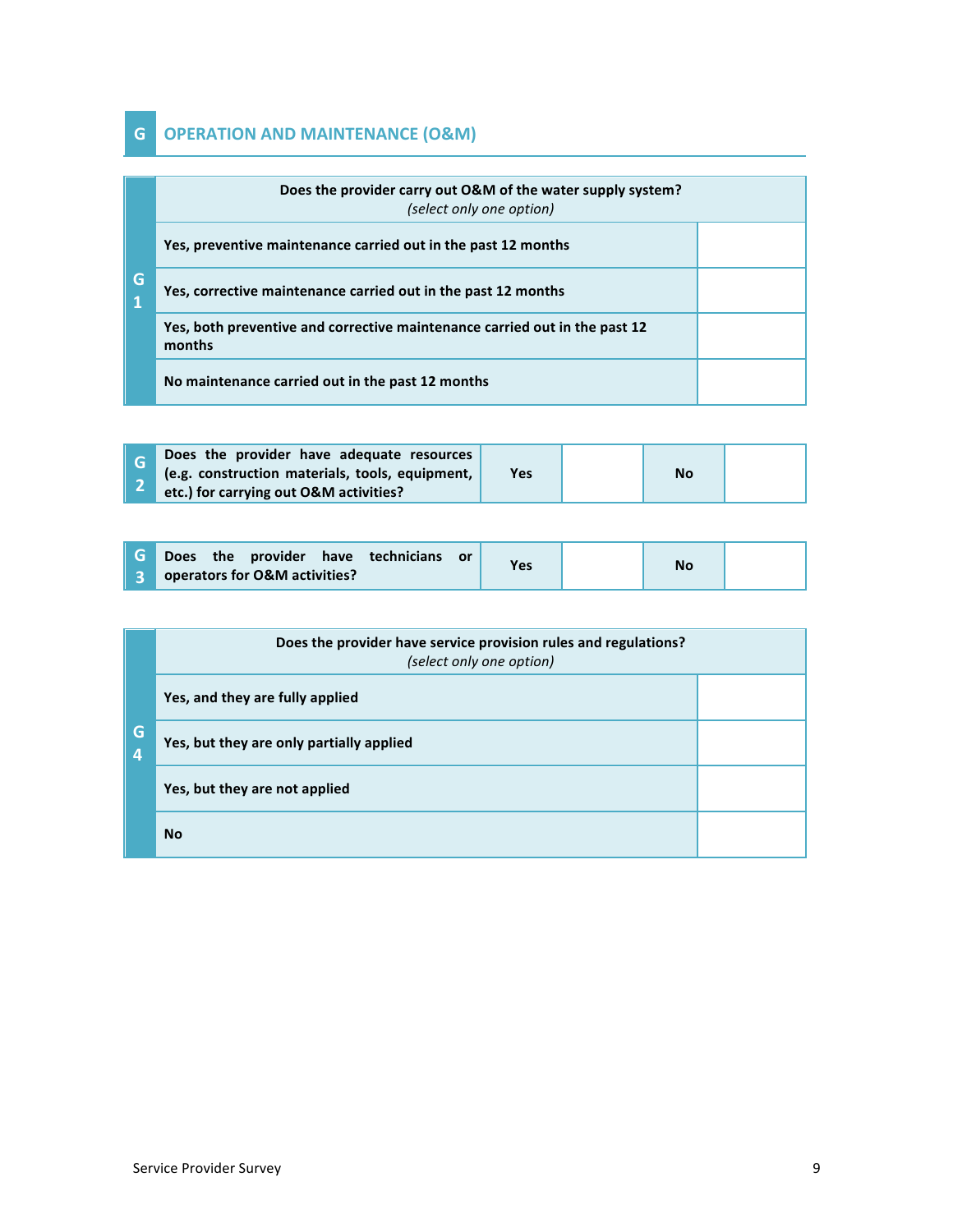## G OPERATION AND MAINTENANCE (O&M)

| G1 | Does the provider carry out O&M of the water supply system? *(select only one option)* | |
|---|---|---|
| | Yes, preventive maintenance carried out in the past 12 months | |
| | Yes, corrective maintenance carried out in the past 12 months | |
| | Yes, both preventive and corrective maintenance carried out in the past 12 months | |
| | No maintenance carried out in the past 12 months | |

| G2 | Does the provider have adequate resources (e.g. construction materials, tools, equipment, etc.) for carrying out O&M activities? | Yes | | No | |
|---|---|---|---|---|---|

| G3 | Does the provider have technicians or operators for O&M activities? | Yes | | No | |
|---|---|---|---|---|---|

| G4 | Does the provider have service provision rules and regulations? *(select only one option)* | |
|---|---|---|
| | Yes, and they are fully applied | |
| | Yes, but they are only partially applied | |
| | Yes, but they are not applied | |
| | No | |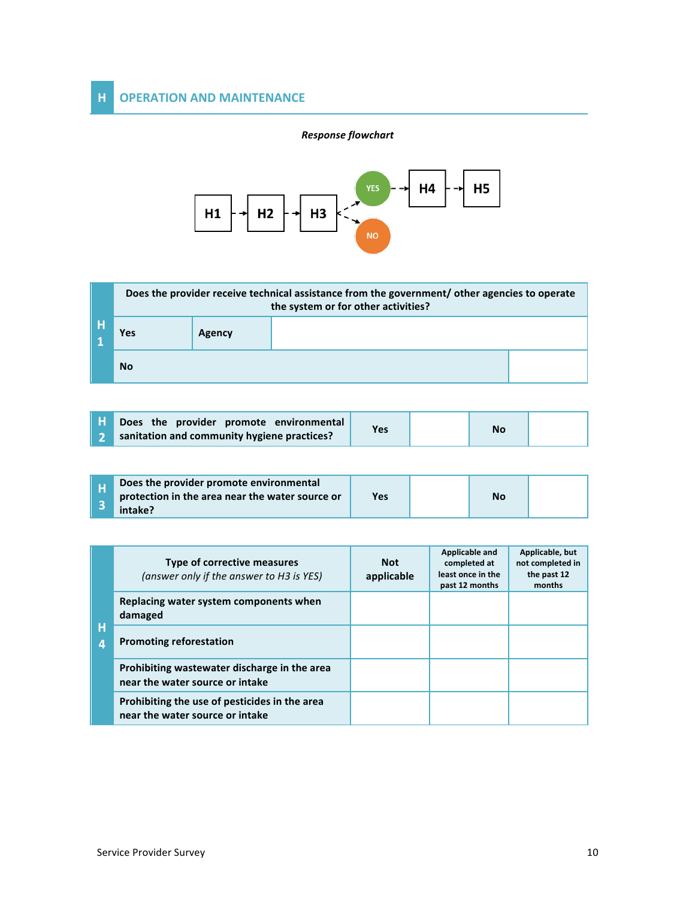## H OPERATION AND MAINTENANCE

*Response flowchart*

H1 → H2 → H3 → YES → H4 → H5
H3 → NO

| H1 | Does the provider receive technical assistance from the government/ other agencies to operate the system or for other activities? | | |
|---|---|---|---|
| | Yes | Agency | |
| | No | | |

| H2 | Does the provider promote environmental sanitation and community hygiene practices? | Yes | | No | |
|---|---|---|---|---|---|

| H3 | Does the provider promote environmental protection in the area near the water source or intake? | Yes | | No | |
|---|---|---|---|---|---|

| H4 | Type of corrective measures *(answer only if the answer to H3 is YES)* | Not applicable | Applicable and completed at least once in the past 12 months | Applicable, but not completed in the past 12 months |
|---|---|---|---|---|
| | Replacing water system components when damaged | | | |
| | Promoting reforestation | | | |
| | Prohibiting wastewater discharge in the area near the water source or intake | | | |
| | Prohibiting the use of pesticides in the area near the water source or intake | | | |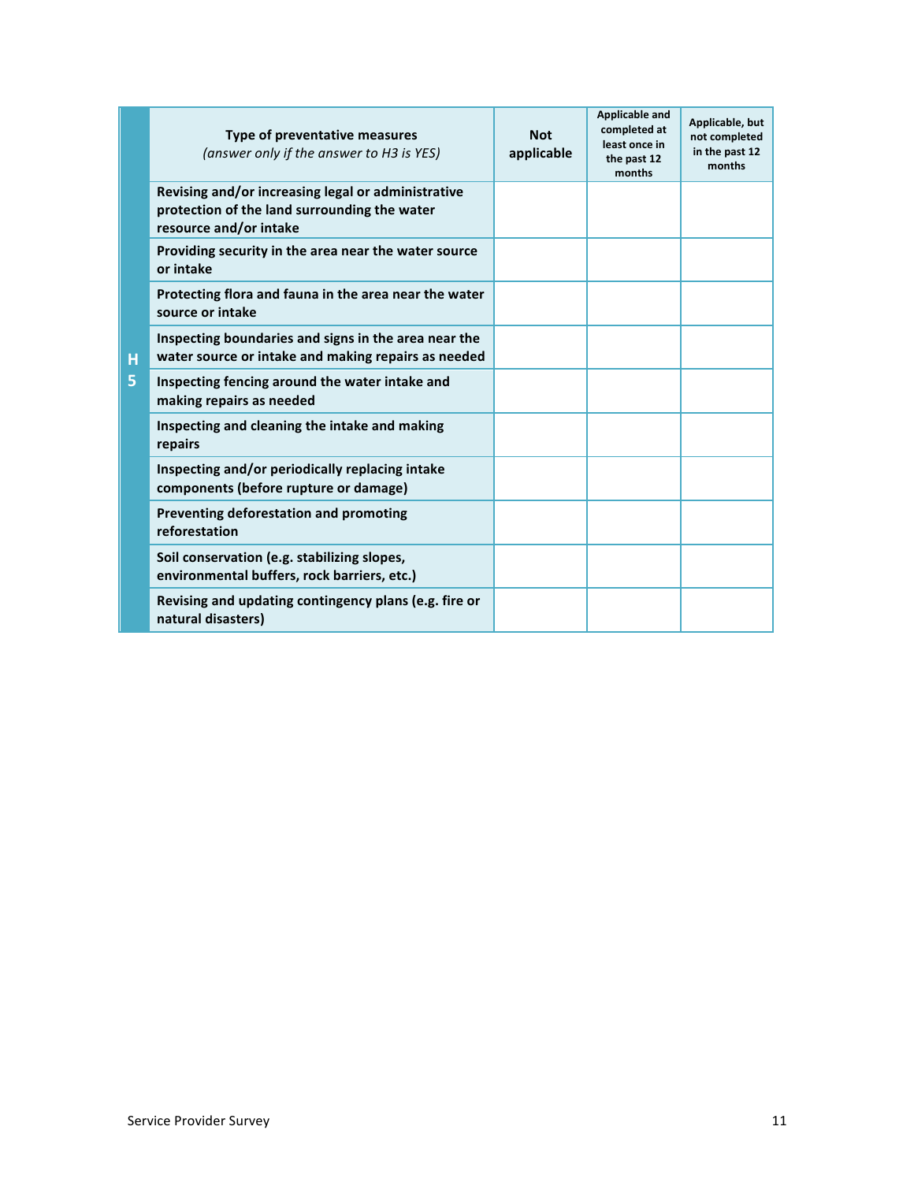| H5 | Type of preventative measures *(answer only if the answer to H3 is YES)* | Not applicable | Applicable and completed at least once in the past 12 months | Applicable, but not completed in the past 12 months |
|---|---|---|---|---|
| | **Revising and/or increasing legal or administrative protection of the land surrounding the water resource and/or intake** | | | |
| | **Providing security in the area near the water source or intake** | | | |
| | **Protecting flora and fauna in the area near the water source or intake** | | | |
| | **Inspecting boundaries and signs in the area near the water source or intake and making repairs as needed** | | | |
| | **Inspecting fencing around the water intake and making repairs as needed** | | | |
| | **Inspecting and cleaning the intake and making repairs** | | | |
| | **Inspecting and/or periodically replacing intake components (before rupture or damage)** | | | |
| | **Preventing deforestation and promoting reforestation** | | | |
| | **Soil conservation (e.g. stabilizing slopes, environmental buffers, rock barriers, etc.)** | | | |
| | **Revising and updating contingency plans (e.g. fire or natural disasters)** | | | |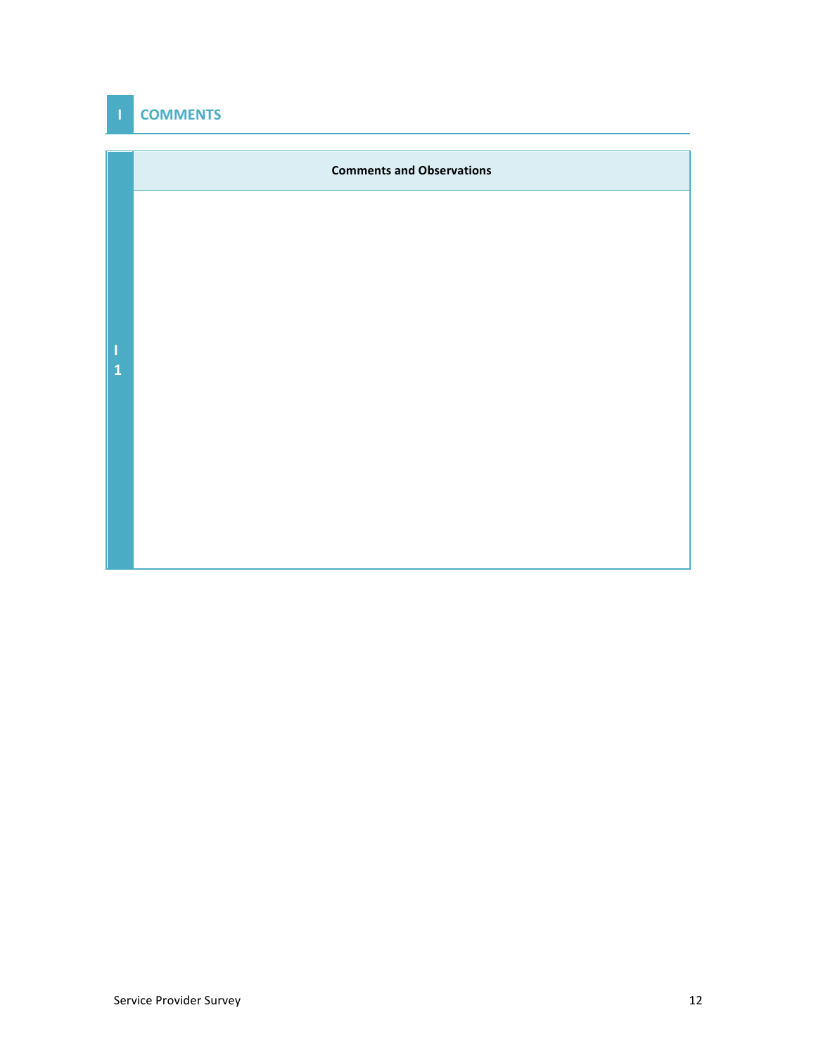## I COMMENTS

| I1 | Comments and Observations |
|---|---|
| | |